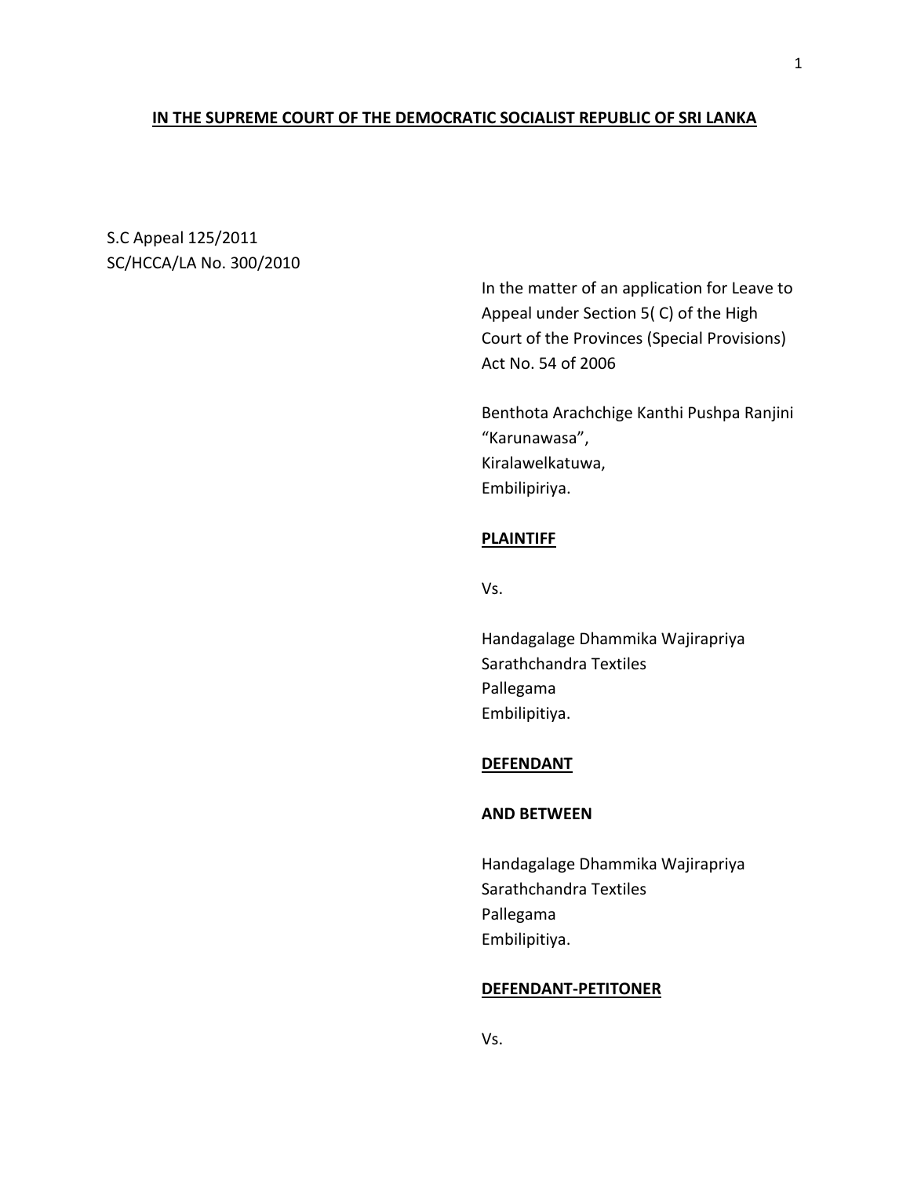**IN THE SUPREME COURT OF THE DEMOCRATIC SOCIALIST REPUBLIC OF SRI LANKA**

S.C Appeal 125/2011
SC/HCCA/LA No. 300/2010

In the matter of an application for Leave to Appeal under Section 5( C) of the High Court of the Provinces (Special Provisions) Act No. 54 of 2006

Benthota Arachchige Kanthi Pushpa Ranjini
"Karunawasa",
Kiralawelkatuwa,
Embilipiriya.

**PLAINTIFF**

Vs.

Handagalage Dhammika Wajirapriya
Sarathchandra Textiles
Pallegama
Embilipitiya.

**DEFENDANT**

**AND BETWEEN**

Handagalage Dhammika Wajirapriya
Sarathchandra Textiles
Pallegama
Embilipitiya.

**DEFENDANT-PETITONER**

Vs.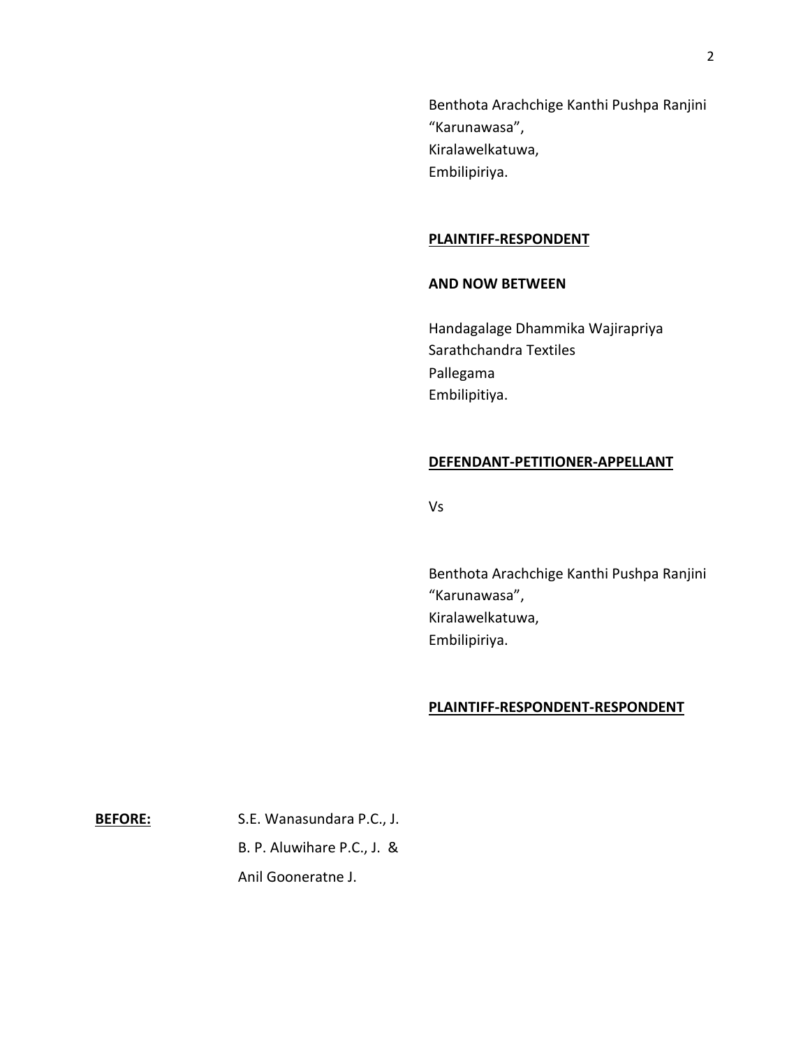Benthota Arachchige Kanthi Pushpa Ranjini
"Karunawasa",
Kiralawelkatuwa,
Embilipiriya.

**PLAINTIFF-RESPONDENT**

**AND NOW BETWEEN**

Handagalage Dhammika Wajirapriya
Sarathchandra Textiles
Pallegama
Embilipitiya.

**DEFENDANT-PETITIONER-APPELLANT**

Vs

Benthota Arachchige Kanthi Pushpa Ranjini
"Karunawasa",
Kiralawelkatuwa,
Embilipiriya.

**PLAINTIFF-RESPONDENT-RESPONDENT**

**BEFORE:** S.E. Wanasundara P.C., J.
B. P. Aluwihare P.C., J. &
Anil Gooneratne J.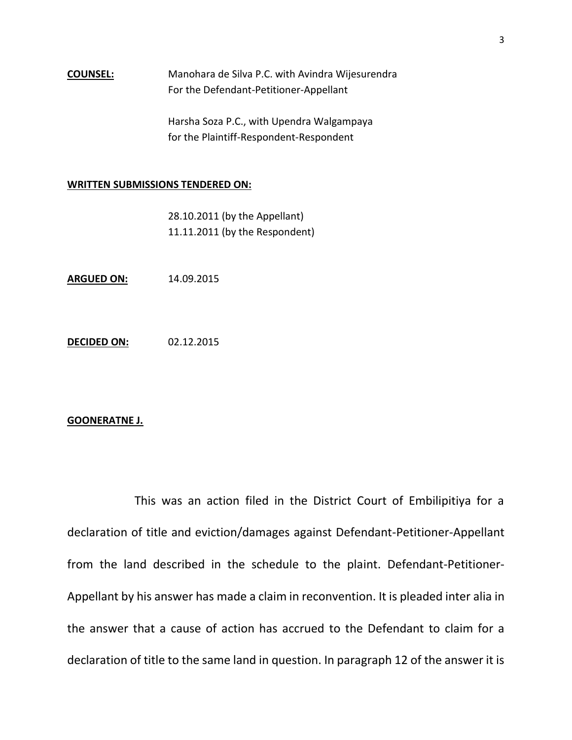**COUNSEL:** Manohara de Silva P.C. with Avindra Wijesurendra
For the Defendant-Petitioner-Appellant

Harsha Soza P.C., with Upendra Walgampaya
for the Plaintiff-Respondent-Respondent

**WRITTEN SUBMISSIONS TENDERED ON:**

28.10.2011 (by the Appellant)
11.11.2011 (by the Respondent)

**ARGUED ON:** 14.09.2015

**DECIDED ON:** 02.12.2015

**GOONERATNE J.**

This was an action filed in the District Court of Embilipitiya for a declaration of title and eviction/damages against Defendant-Petitioner-Appellant from the land described in the schedule to the plaint. Defendant-Petitioner-Appellant by his answer has made a claim in reconvention. It is pleaded inter alia in the answer that a cause of action has accrued to the Defendant to claim for a declaration of title to the same land in question. In paragraph 12 of the answer it is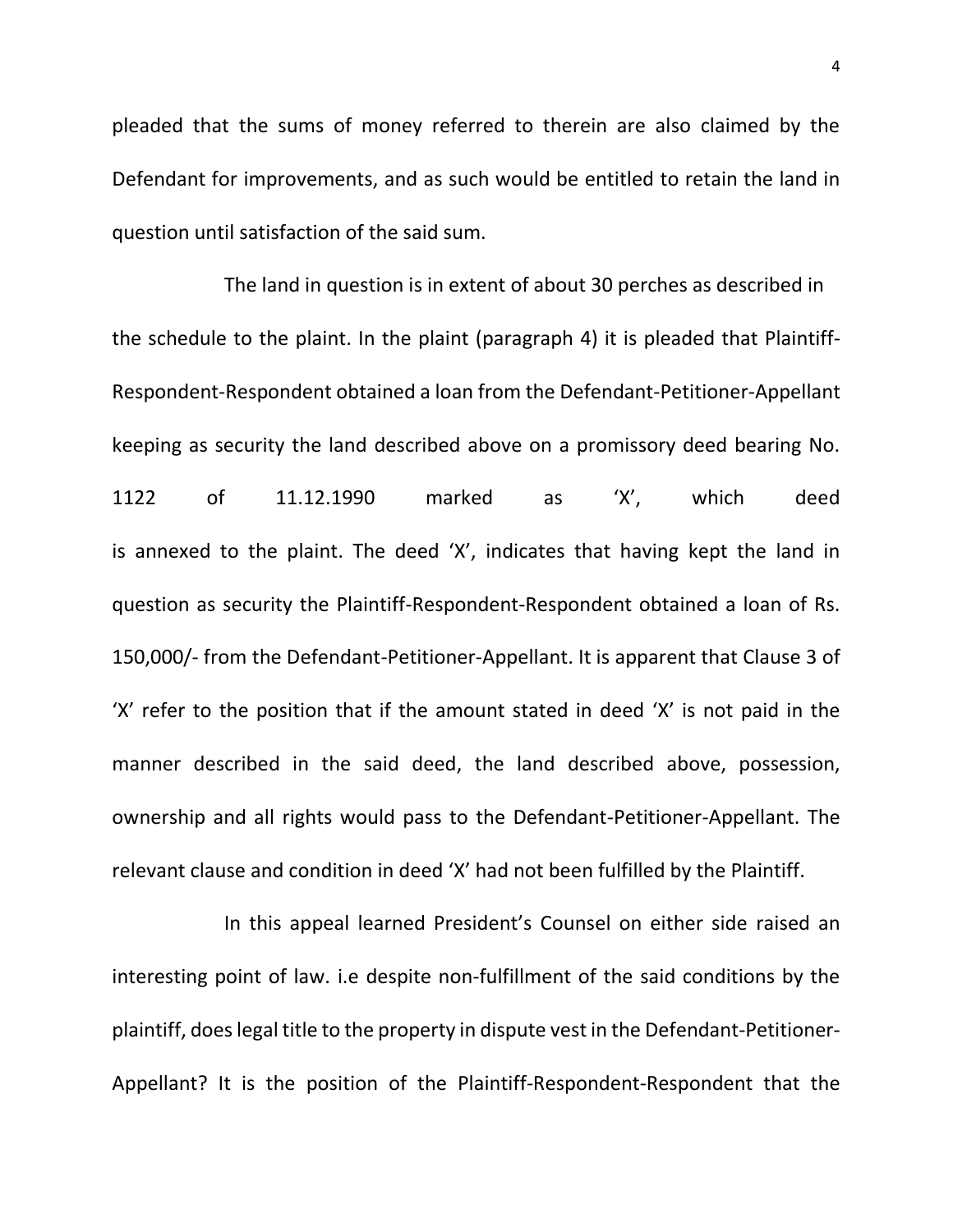pleaded that the sums of money referred to therein are also claimed by the Defendant for improvements, and as such would be entitled to retain the land in question until satisfaction of the said sum.

The land in question is in extent of about 30 perches as described in the schedule to the plaint. In the plaint (paragraph 4) it is pleaded that Plaintiff-Respondent-Respondent obtained a loan from the Defendant-Petitioner-Appellant keeping as security the land described above on a promissory deed bearing No. 1122 of 11.12.1990 marked as 'X', which deed is annexed to the plaint. The deed 'X', indicates that having kept the land in question as security the Plaintiff-Respondent-Respondent obtained a loan of Rs. 150,000/- from the Defendant-Petitioner-Appellant. It is apparent that Clause 3 of 'X' refer to the position that if the amount stated in deed 'X' is not paid in the manner described in the said deed, the land described above, possession, ownership and all rights would pass to the Defendant-Petitioner-Appellant. The relevant clause and condition in deed 'X' had not been fulfilled by the Plaintiff.

In this appeal learned President's Counsel on either side raised an interesting point of law. i.e despite non-fulfillment of the said conditions by the plaintiff, does legal title to the property in dispute vest in the Defendant-Petitioner-Appellant? It is the position of the Plaintiff-Respondent-Respondent that the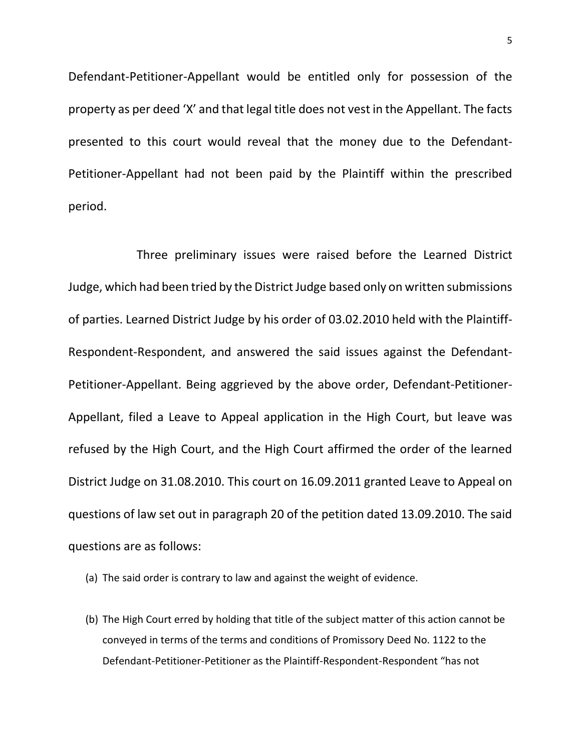Defendant-Petitioner-Appellant would be entitled only for possession of the property as per deed 'X' and that legal title does not vest in the Appellant. The facts presented to this court would reveal that the money due to the Defendant-Petitioner-Appellant had not been paid by the Plaintiff within the prescribed period.

Three preliminary issues were raised before the Learned District Judge, which had been tried by the District Judge based only on written submissions of parties. Learned District Judge by his order of 03.02.2010 held with the Plaintiff-Respondent-Respondent, and answered the said issues against the Defendant-Petitioner-Appellant. Being aggrieved by the above order, Defendant-Petitioner-Appellant, filed a Leave to Appeal application in the High Court, but leave was refused by the High Court, and the High Court affirmed the order of the learned District Judge on 31.08.2010. This court on 16.09.2011 granted Leave to Appeal on questions of law set out in paragraph 20 of the petition dated 13.09.2010. The said questions are as follows:

(a) The said order is contrary to law and against the weight of evidence.

(b) The High Court erred by holding that title of the subject matter of this action cannot be conveyed in terms of the terms and conditions of Promissory Deed No. 1122 to the Defendant-Petitioner-Petitioner as the Plaintiff-Respondent-Respondent "has not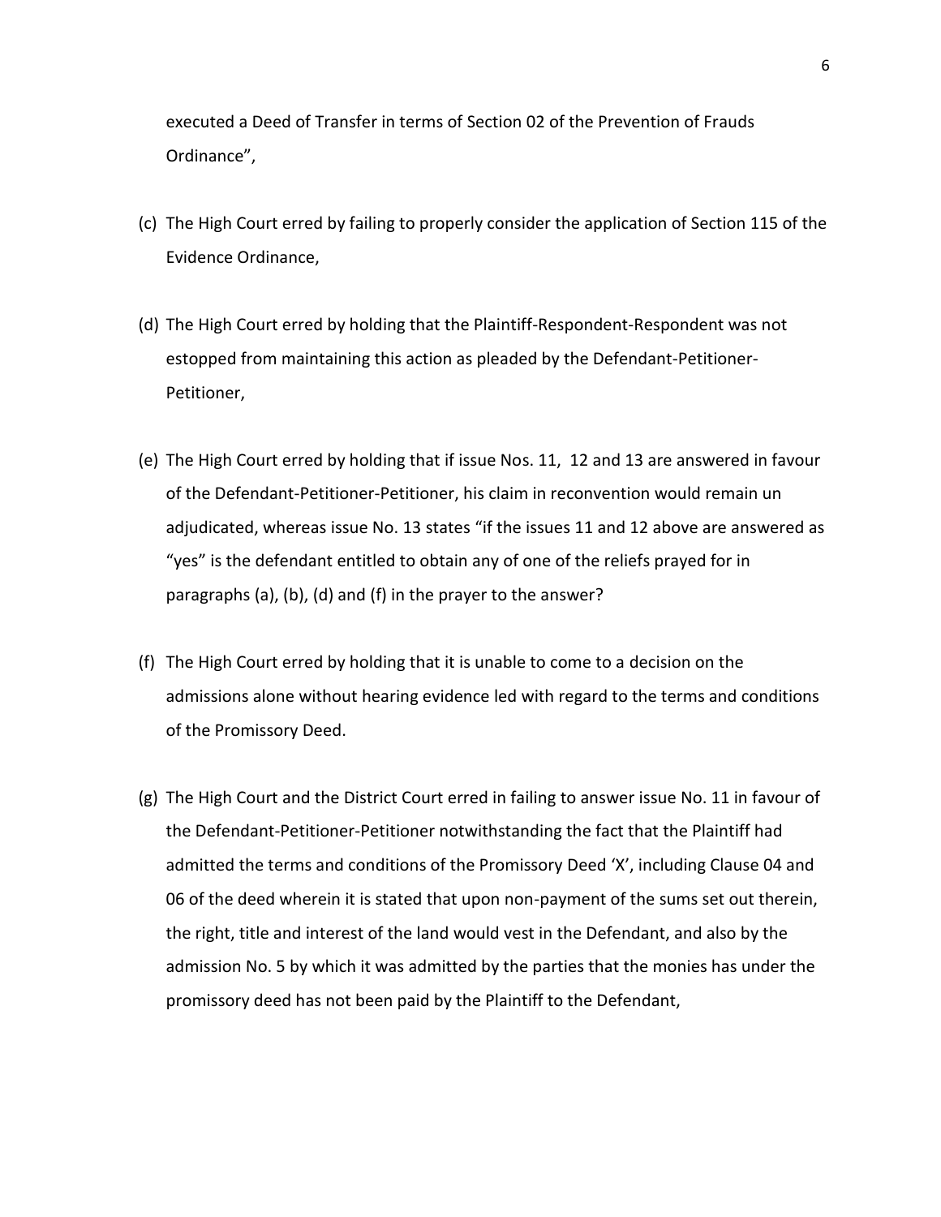executed a Deed of Transfer in terms of Section 02 of the Prevention of Frauds Ordinance",

(c) The High Court erred by failing to properly consider the application of Section 115 of the Evidence Ordinance,

(d) The High Court erred by holding that the Plaintiff-Respondent-Respondent was not estopped from maintaining this action as pleaded by the Defendant-Petitioner-Petitioner,

(e) The High Court erred by holding that if issue Nos. 11, 12 and 13 are answered in favour of the Defendant-Petitioner-Petitioner, his claim in reconvention would remain un adjudicated, whereas issue No. 13 states "if the issues 11 and 12 above are answered as "yes" is the defendant entitled to obtain any of one of the reliefs prayed for in paragraphs (a), (b), (d) and (f) in the prayer to the answer?

(f) The High Court erred by holding that it is unable to come to a decision on the admissions alone without hearing evidence led with regard to the terms and conditions of the Promissory Deed.

(g) The High Court and the District Court erred in failing to answer issue No. 11 in favour of the Defendant-Petitioner-Petitioner notwithstanding the fact that the Plaintiff had admitted the terms and conditions of the Promissory Deed 'X', including Clause 04 and 06 of the deed wherein it is stated that upon non-payment of the sums set out therein, the right, title and interest of the land would vest in the Defendant, and also by the admission No. 5 by which it was admitted by the parties that the monies has under the promissory deed has not been paid by the Plaintiff to the Defendant,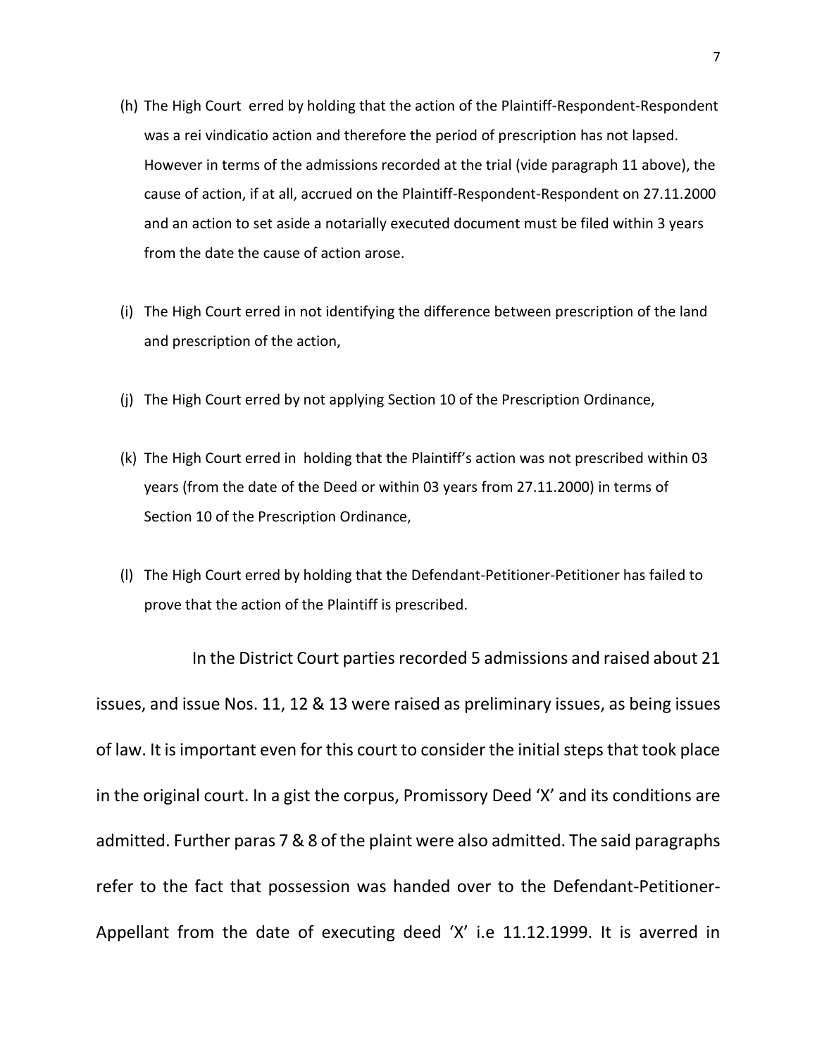(h) The High Court erred by holding that the action of the Plaintiff-Respondent-Respondent was a rei vindicatio action and therefore the period of prescription has not lapsed. However in terms of the admissions recorded at the trial (vide paragraph 11 above), the cause of action, if at all, accrued on the Plaintiff-Respondent-Respondent on 27.11.2000 and an action to set aside a notarially executed document must be filed within 3 years from the date the cause of action arose.

(i) The High Court erred in not identifying the difference between prescription of the land and prescription of the action,

(j) The High Court erred by not applying Section 10 of the Prescription Ordinance,

(k) The High Court erred in holding that the Plaintiff's action was not prescribed within 03 years (from the date of the Deed or within 03 years from 27.11.2000) in terms of Section 10 of the Prescription Ordinance,

(l) The High Court erred by holding that the Defendant-Petitioner-Petitioner has failed to prove that the action of the Plaintiff is prescribed.

In the District Court parties recorded 5 admissions and raised about 21 issues, and issue Nos. 11, 12 & 13 were raised as preliminary issues, as being issues of law. It is important even for this court to consider the initial steps that took place in the original court. In a gist the corpus, Promissory Deed 'X' and its conditions are admitted. Further paras 7 & 8 of the plaint were also admitted. The said paragraphs refer to the fact that possession was handed over to the Defendant-Petitioner-Appellant from the date of executing deed 'X' i.e 11.12.1999. It is averred in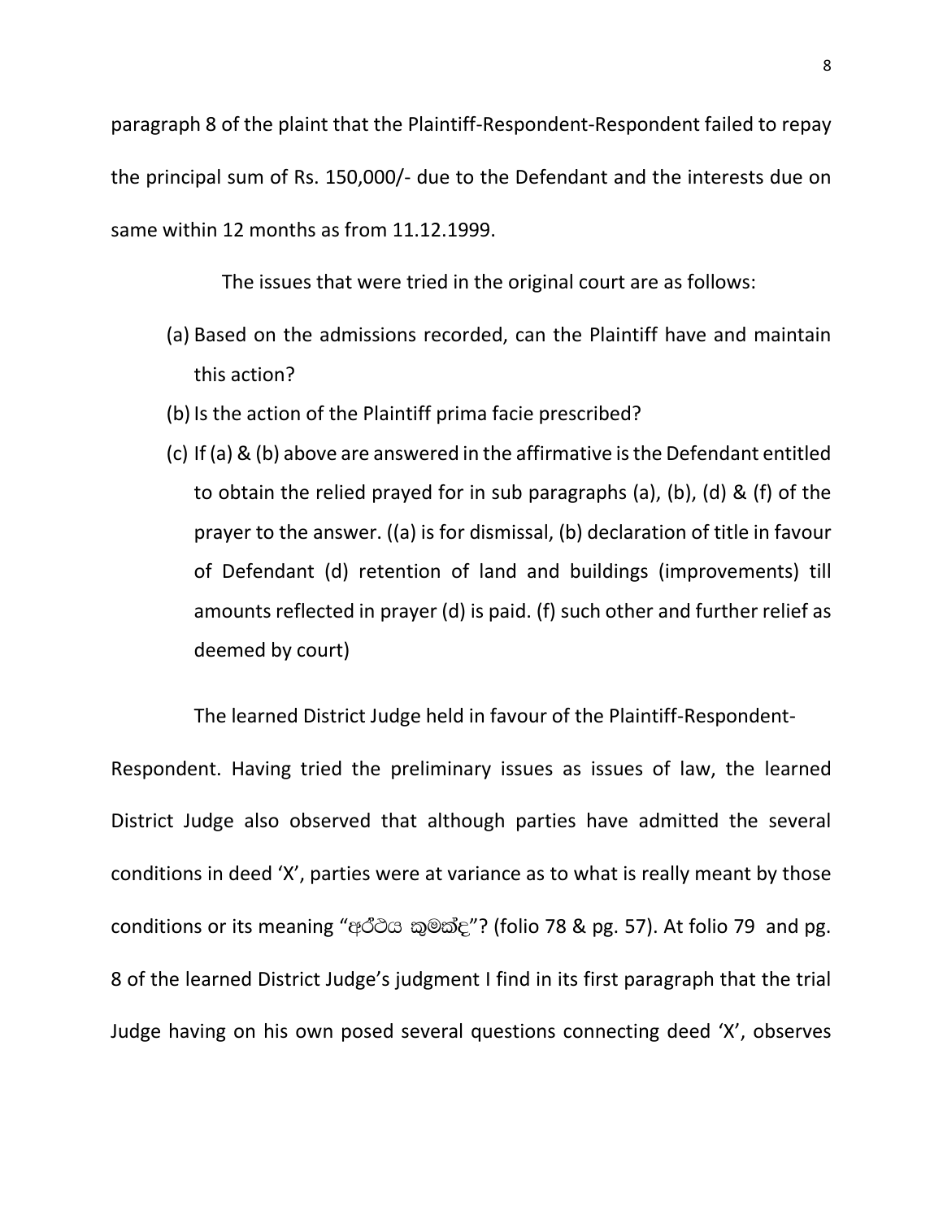paragraph 8 of the plaint that the Plaintiff-Respondent-Respondent failed to repay the principal sum of Rs. 150,000/- due to the Defendant and the interests due on same within 12 months as from 11.12.1999.

The issues that were tried in the original court are as follows:

(a) Based on the admissions recorded, can the Plaintiff have and maintain this action?

(b) Is the action of the Plaintiff prima facie prescribed?

(c) If (a) & (b) above are answered in the affirmative is the Defendant entitled to obtain the relied prayed for in sub paragraphs (a), (b), (d) & (f) of the prayer to the answer. ((a) is for dismissal, (b) declaration of title in favour of Defendant (d) retention of land and buildings (improvements) till amounts reflected in prayer (d) is paid. (f) such other and further relief as deemed by court)

The learned District Judge held in favour of the Plaintiff-Respondent-Respondent. Having tried the preliminary issues as issues of law, the learned District Judge also observed that although parties have admitted the several conditions in deed 'X', parties were at variance as to what is really meant by those conditions or its meaning "අර්ථය කුමක්ද"? (folio 78 & pg. 57). At folio 79 and pg. 8 of the learned District Judge's judgment I find in its first paragraph that the trial Judge having on his own posed several questions connecting deed 'X', observes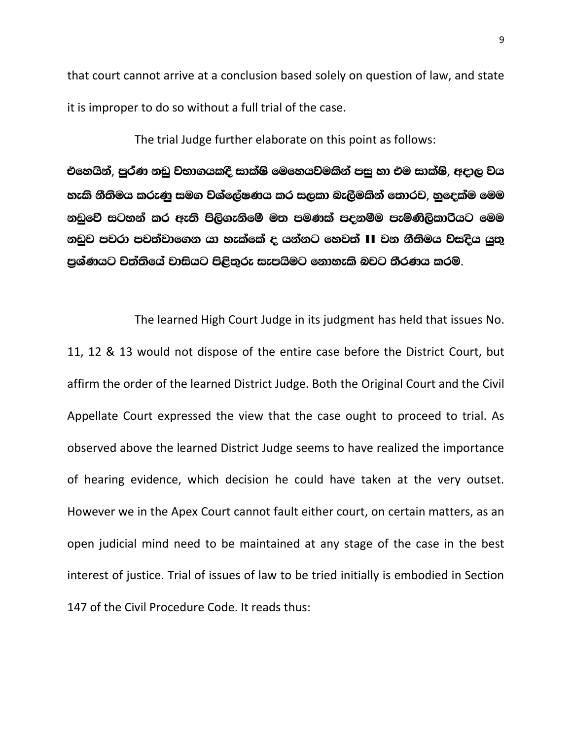that court cannot arrive at a conclusion based solely on question of law, and state it is improper to do so without a full trial of the case.

The trial Judge further elaborate on this point as follows:

**එහෙයින්, පූර්ණ නඩු විභාගයකදී සාක්ෂි මෙහෙයවමකින් පසු හා එම සාක්ෂි, අදාල විය හැකි නීතිමය කරුණු සමග විශ්ලේෂණය කර සලකා බැලීමකින් තොරව, හුදෙක්ම මෙම නඩුවේ සටහන් කර ඇති පිලිගැනිමේ මත පමණක් පදනම්ම පැමිණිලිකාරියට මෙම නඩුව පවරා පවත්වාගෙන යා හැක්කේ ද යන්නට හෙවත් 11 වන නීතිමය විසඳිය යුතු ප්‍රශ්ණයට වත්තියේ වාසියට පිළිතුරු සැපයිමට නොහැකි බවට තීරණය කරමි.**

The learned High Court Judge in its judgment has held that issues No. 11, 12 & 13 would not dispose of the entire case before the District Court, but affirm the order of the learned District Judge. Both the Original Court and the Civil Appellate Court expressed the view that the case ought to proceed to trial. As observed above the learned District Judge seems to have realized the importance of hearing evidence, which decision he could have taken at the very outset. However we in the Apex Court cannot fault either court, on certain matters, as an open judicial mind need to be maintained at any stage of the case in the best interest of justice. Trial of issues of law to be tried initially is embodied in Section 147 of the Civil Procedure Code. It reads thus: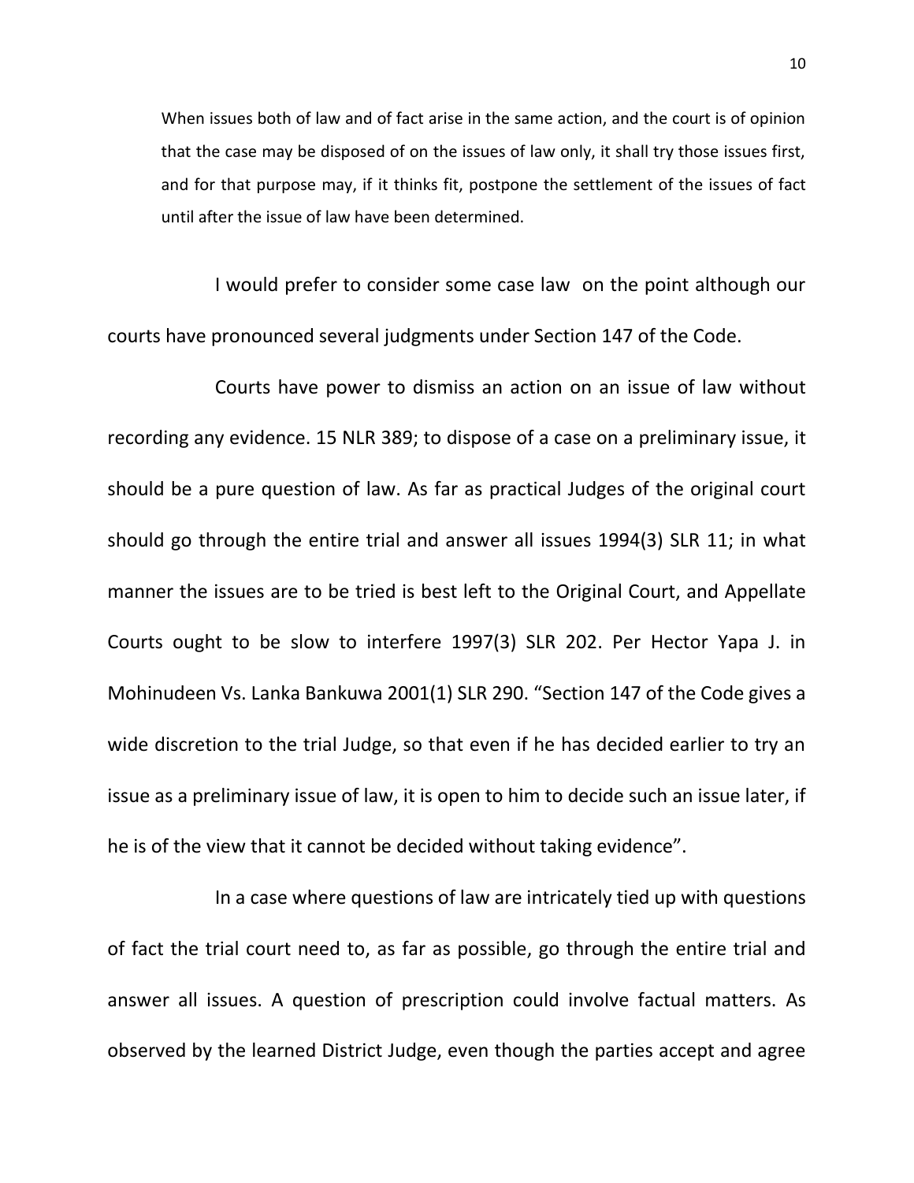> When issues both of law and of fact arise in the same action, and the court is of opinion that the case may be disposed of on the issues of law only, it shall try those issues first, and for that purpose may, if it thinks fit, postpone the settlement of the issues of fact until after the issue of law have been determined.

I would prefer to consider some case law on the point although our courts have pronounced several judgments under Section 147 of the Code.

Courts have power to dismiss an action on an issue of law without recording any evidence. 15 NLR 389; to dispose of a case on a preliminary issue, it should be a pure question of law. As far as practical Judges of the original court should go through the entire trial and answer all issues 1994(3) SLR 11; in what manner the issues are to be tried is best left to the Original Court, and Appellate Courts ought to be slow to interfere 1997(3) SLR 202. Per Hector Yapa J. in Mohinudeen Vs. Lanka Bankuwa 2001(1) SLR 290. "Section 147 of the Code gives a wide discretion to the trial Judge, so that even if he has decided earlier to try an issue as a preliminary issue of law, it is open to him to decide such an issue later, if he is of the view that it cannot be decided without taking evidence".

In a case where questions of law are intricately tied up with questions of fact the trial court need to, as far as possible, go through the entire trial and answer all issues. A question of prescription could involve factual matters. As observed by the learned District Judge, even though the parties accept and agree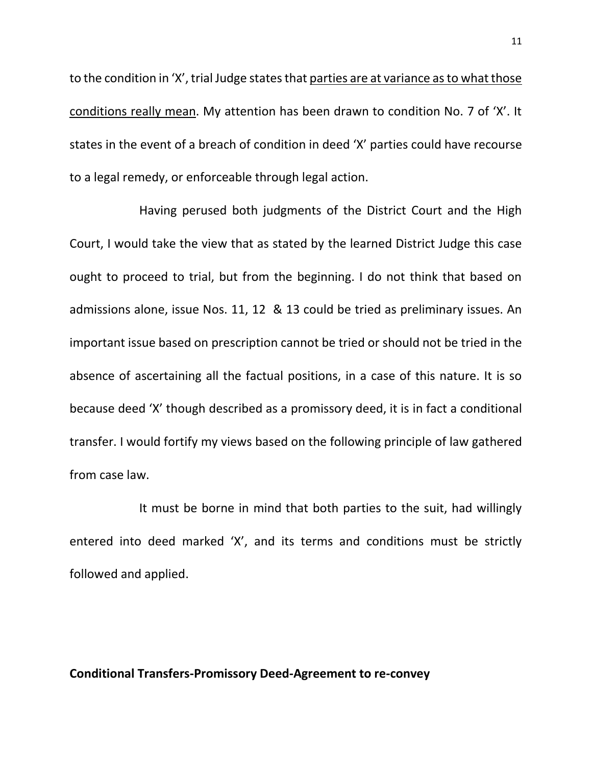to the condition in 'X', trial Judge states that <u>parties are at variance as to what those conditions really mean</u>. My attention has been drawn to condition No. 7 of 'X'. It states in the event of a breach of condition in deed 'X' parties could have recourse to a legal remedy, or enforceable through legal action.

Having perused both judgments of the District Court and the High Court, I would take the view that as stated by the learned District Judge this case ought to proceed to trial, but from the beginning. I do not think that based on admissions alone, issue Nos. 11, 12 & 13 could be tried as preliminary issues. An important issue based on prescription cannot be tried or should not be tried in the absence of ascertaining all the factual positions, in a case of this nature. It is so because deed 'X' though described as a promissory deed, it is in fact a conditional transfer. I would fortify my views based on the following principle of law gathered from case law.

It must be borne in mind that both parties to the suit, had willingly entered into deed marked 'X', and its terms and conditions must be strictly followed and applied.

**Conditional Transfers-Promissory Deed-Agreement to re-convey**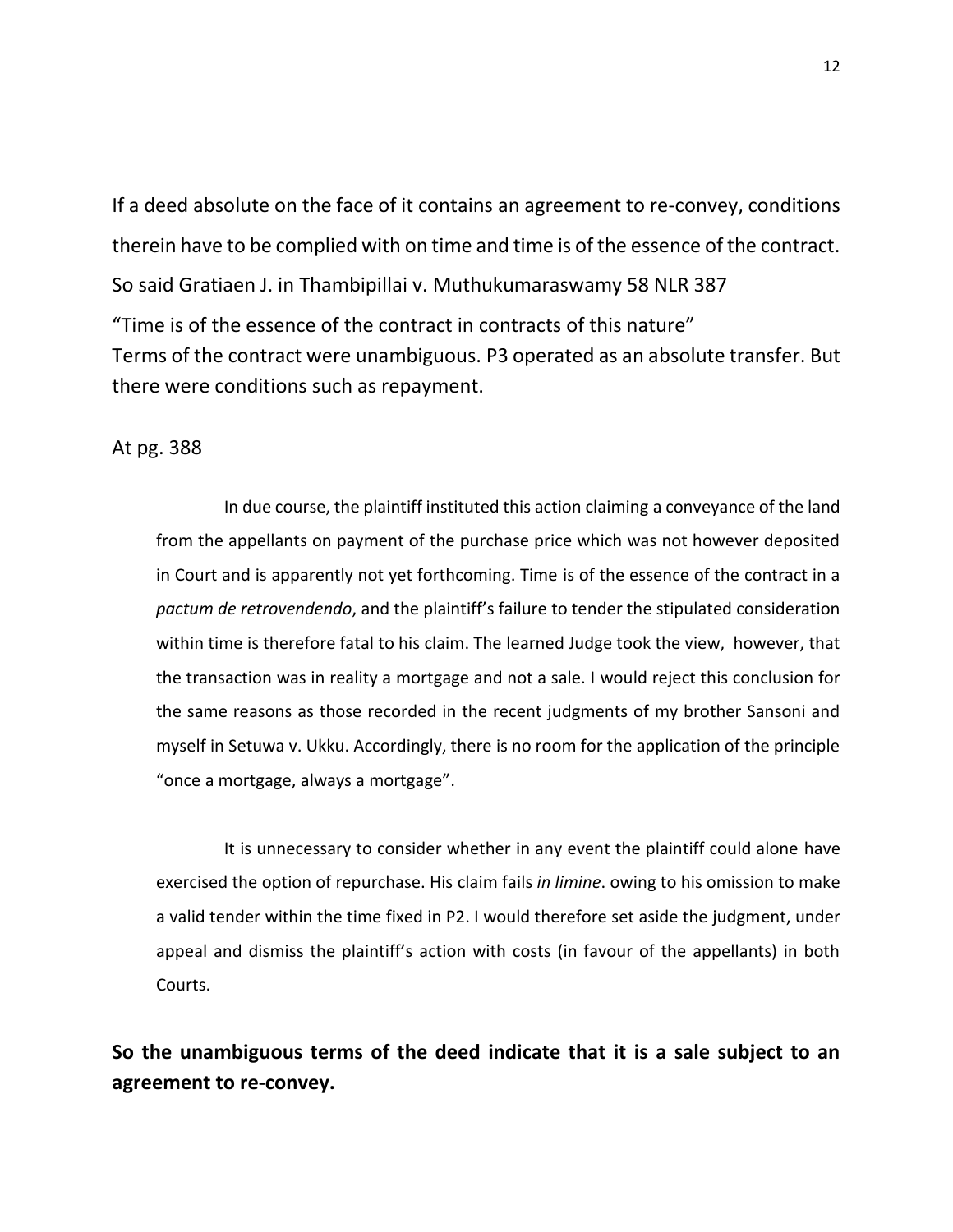If a deed absolute on the face of it contains an agreement to re-convey, conditions therein have to be complied with on time and time is of the essence of the contract. So said Gratiaen J. in Thambipillai v. Muthukumaraswamy 58 NLR 387

"Time is of the essence of the contract in contracts of this nature"
Terms of the contract were unambiguous. P3 operated as an absolute transfer. But there were conditions such as repayment.

At pg. 388

> In due course, the plaintiff instituted this action claiming a conveyance of the land from the appellants on payment of the purchase price which was not however deposited in Court and is apparently not yet forthcoming. Time is of the essence of the contract in a *pactum de retrovendendo*, and the plaintiff's failure to tender the stipulated consideration within time is therefore fatal to his claim. The learned Judge took the view, however, that the transaction was in reality a mortgage and not a sale. I would reject this conclusion for the same reasons as those recorded in the recent judgments of my brother Sansoni and myself in Setuwa v. Ukku. Accordingly, there is no room for the application of the principle "once a mortgage, always a mortgage".
>
> It is unnecessary to consider whether in any event the plaintiff could alone have exercised the option of repurchase. His claim fails *in limine*. owing to his omission to make a valid tender within the time fixed in P2. I would therefore set aside the judgment, under appeal and dismiss the plaintiff's action with costs (in favour of the appellants) in both Courts.

**So the unambiguous terms of the deed indicate that it is a sale subject to an agreement to re-convey.**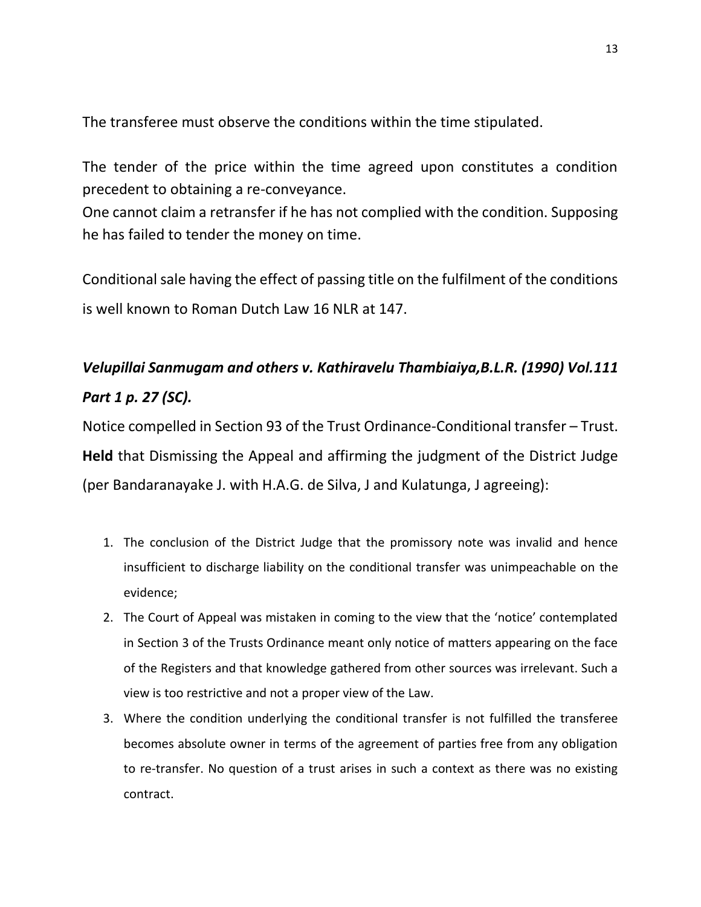The transferee must observe the conditions within the time stipulated.

The tender of the price within the time agreed upon constitutes a condition precedent to obtaining a re-conveyance.
One cannot claim a retransfer if he has not complied with the condition. Supposing he has failed to tender the money on time.

Conditional sale having the effect of passing title on the fulfilment of the conditions is well known to Roman Dutch Law 16 NLR at 147.

***Velupillai Sanmugam and others v. Kathiravelu Thambiaiya,B.L.R. (1990) Vol.111 Part 1 p. 27 (SC).***

Notice compelled in Section 93 of the Trust Ordinance-Conditional transfer – Trust. **Held** that Dismissing the Appeal and affirming the judgment of the District Judge (per Bandaranayake J. with H.A.G. de Silva, J and Kulatunga, J agreeing):

1. The conclusion of the District Judge that the promissory note was invalid and hence insufficient to discharge liability on the conditional transfer was unimpeachable on the evidence;
2. The Court of Appeal was mistaken in coming to the view that the 'notice' contemplated in Section 3 of the Trusts Ordinance meant only notice of matters appearing on the face of the Registers and that knowledge gathered from other sources was irrelevant. Such a view is too restrictive and not a proper view of the Law.
3. Where the condition underlying the conditional transfer is not fulfilled the transferee becomes absolute owner in terms of the agreement of parties free from any obligation to re-transfer. No question of a trust arises in such a context as there was no existing contract.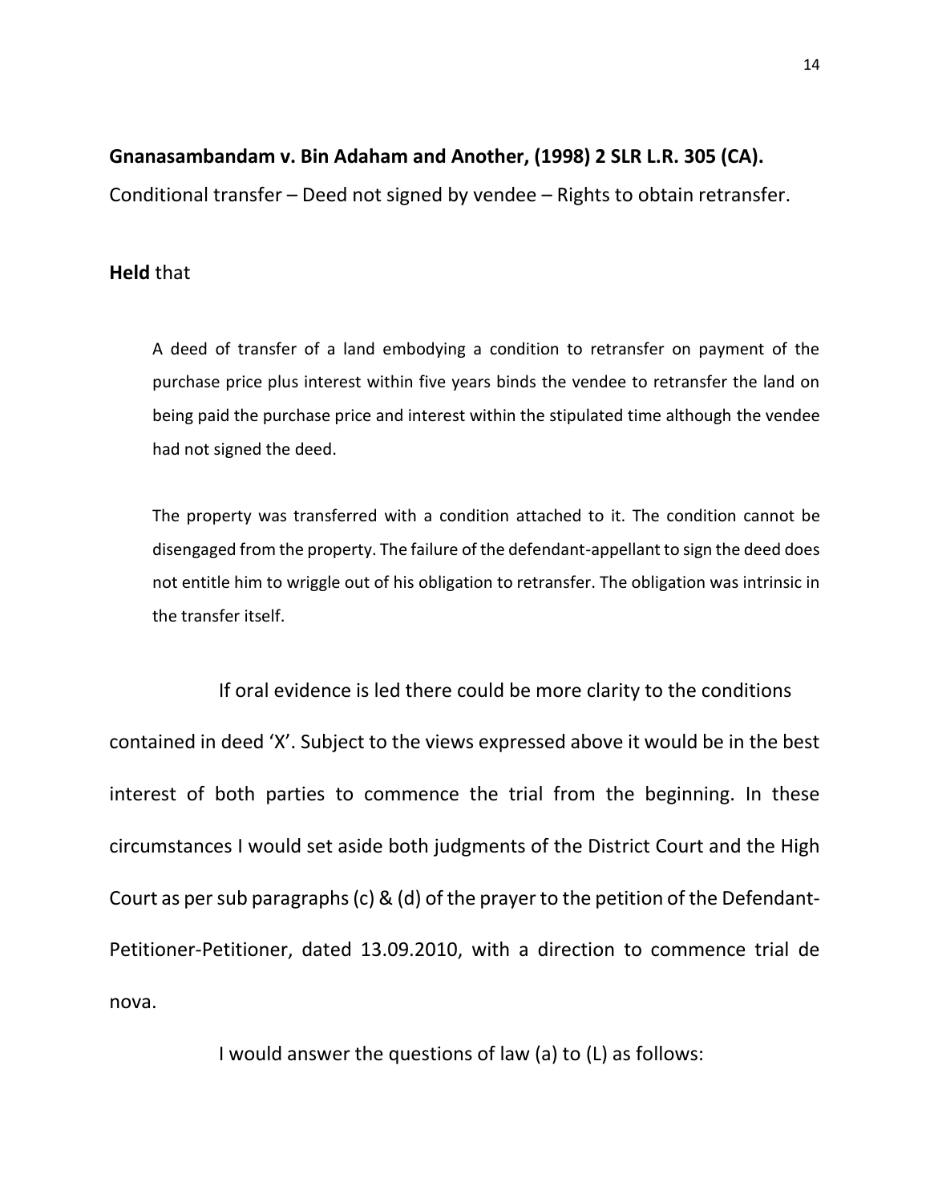**Gnanasambandam v. Bin Adaham and Another, (1998) 2 SLR L.R. 305 (CA).**

Conditional transfer – Deed not signed by vendee – Rights to obtain retransfer.

**Held** that

> A deed of transfer of a land embodying a condition to retransfer on payment of the purchase price plus interest within five years binds the vendee to retransfer the land on being paid the purchase price and interest within the stipulated time although the vendee had not signed the deed.
>
> The property was transferred with a condition attached to it. The condition cannot be disengaged from the property. The failure of the defendant-appellant to sign the deed does not entitle him to wriggle out of his obligation to retransfer. The obligation was intrinsic in the transfer itself.

If oral evidence is led there could be more clarity to the conditions contained in deed 'X'. Subject to the views expressed above it would be in the best interest of both parties to commence the trial from the beginning. In these circumstances I would set aside both judgments of the District Court and the High Court as per sub paragraphs (c) & (d) of the prayer to the petition of the Defendant-Petitioner-Petitioner, dated 13.09.2010, with a direction to commence trial de nova.

I would answer the questions of law (a) to (L) as follows: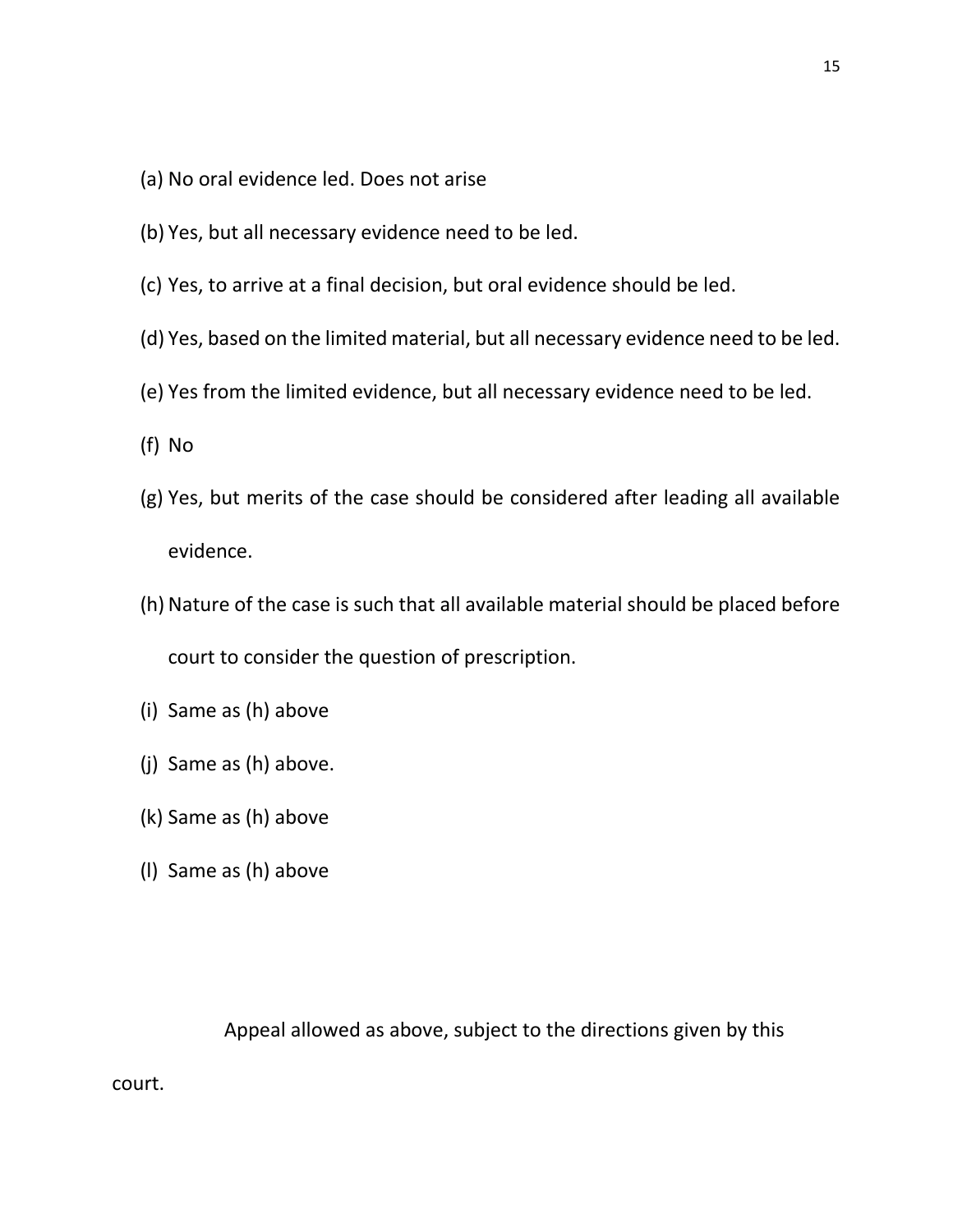(a) No oral evidence led. Does not arise

(b) Yes, but all necessary evidence need to be led.

(c) Yes, to arrive at a final decision, but oral evidence should be led.

(d) Yes, based on the limited material, but all necessary evidence need to be led.

(e) Yes from the limited evidence, but all necessary evidence need to be led.

(f) No

(g) Yes, but merits of the case should be considered after leading all available evidence.

(h) Nature of the case is such that all available material should be placed before court to consider the question of prescription.

(i) Same as (h) above

(j) Same as (h) above.

(k) Same as (h) above

(l) Same as (h) above

Appeal allowed as above, subject to the directions given by this court.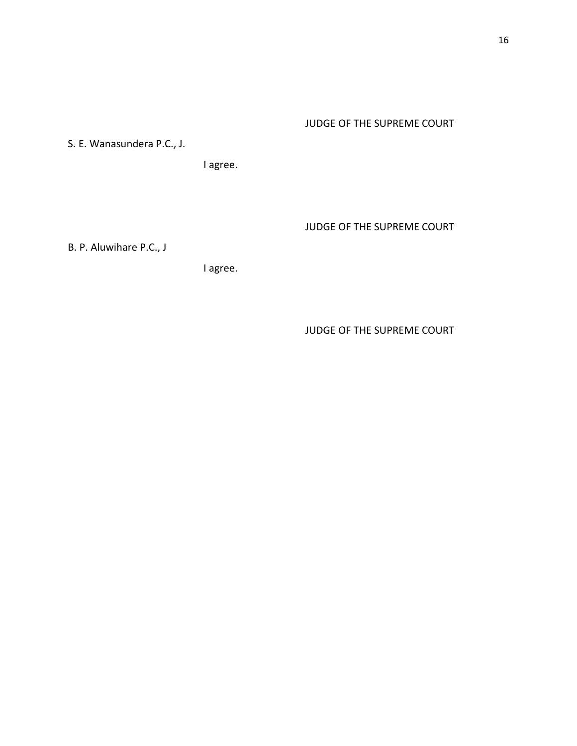JUDGE OF THE SUPREME COURT

S. E. Wanasundera P.C., J.

I agree.

JUDGE OF THE SUPREME COURT

B. P. Aluwihare P.C., J

I agree.

JUDGE OF THE SUPREME COURT